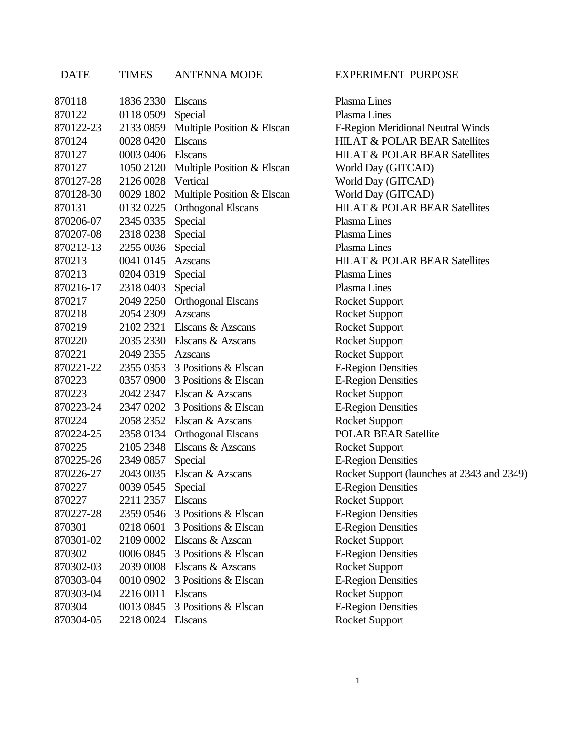| DATE | TIMES | ANTENNA MODE | EXPERIMENT PURPOSE |
|---|---|---|---|
| 870118 | 1836 2330 | Elscans | Plasma Lines |
| 870122 | 0118 0509 | Special | Plasma Lines |
| 870122-23 | 2133 0859 | Multiple Position & Elscan | F-Region Meridional Neutral Winds |
| 870124 | 0028 0420 | Elscans | HILAT & POLAR BEAR Satellites |
| 870127 | 0003 0406 | Elscans | HILAT & POLAR BEAR Satellites |
| 870127 | 1050 2120 | Multiple Position & Elscan | World Day (GITCAD) |
| 870127-28 | 2126 0028 | Vertical | World Day (GITCAD) |
| 870128-30 | 0029 1802 | Multiple Position & Elscan | World Day (GITCAD) |
| 870131 | 0132 0225 | Orthogonal Elscans | HILAT & POLAR BEAR Satellites |
| 870206-07 | 2345 0335 | Special | Plasma Lines |
| 870207-08 | 2318 0238 | Special | Plasma Lines |
| 870212-13 | 2255 0036 | Special | Plasma Lines |
| 870213 | 0041 0145 | Azscans | HILAT & POLAR BEAR Satellites |
| 870213 | 0204 0319 | Special | Plasma Lines |
| 870216-17 | 2318 0403 | Special | Plasma Lines |
| 870217 | 2049 2250 | Orthogonal Elscans | Rocket Support |
| 870218 | 2054 2309 | Azscans | Rocket Support |
| 870219 | 2102 2321 | Elscans & Azscans | Rocket Support |
| 870220 | 2035 2330 | Elscans & Azscans | Rocket Support |
| 870221 | 2049 2355 | Azscans | Rocket Support |
| 870221-22 | 2355 0353 | 3 Positions & Elscan | E-Region Densities |
| 870223 | 0357 0900 | 3 Positions & Elscan | E-Region Densities |
| 870223 | 2042 2347 | Elscan & Azscans | Rocket Support |
| 870223-24 | 2347 0202 | 3 Positions & Elscan | E-Region Densities |
| 870224 | 2058 2352 | Elscan & Azscans | Rocket Support |
| 870224-25 | 2358 0134 | Orthogonal Elscans | POLAR BEAR Satellite |
| 870225 | 2105 2348 | Elscans & Azscans | Rocket Support |
| 870225-26 | 2349 0857 | Special | E-Region Densities |
| 870226-27 | 2043 0035 | Elscan & Azscans | Rocket Support (launches at 2343 and 2349) |
| 870227 | 0039 0545 | Special | E-Region Densities |
| 870227 | 2211 2357 | Elscans | Rocket Support |
| 870227-28 | 2359 0546 | 3 Positions & Elscan | E-Region Densities |
| 870301 | 0218 0601 | 3 Positions & Elscan | E-Region Densities |
| 870301-02 | 2109 0002 | Elscans & Azscan | Rocket Support |
| 870302 | 0006 0845 | 3 Positions & Elscan | E-Region Densities |
| 870302-03 | 2039 0008 | Elscans & Azscans | Rocket Support |
| 870303-04 | 0010 0902 | 3 Positions & Elscan | E-Region Densities |
| 870303-04 | 2216 0011 | Elscans | Rocket Support |
| 870304 | 0013 0845 | 3 Positions & Elscan | E-Region Densities |
| 870304-05 | 2218 0024 | Elscans | Rocket Support |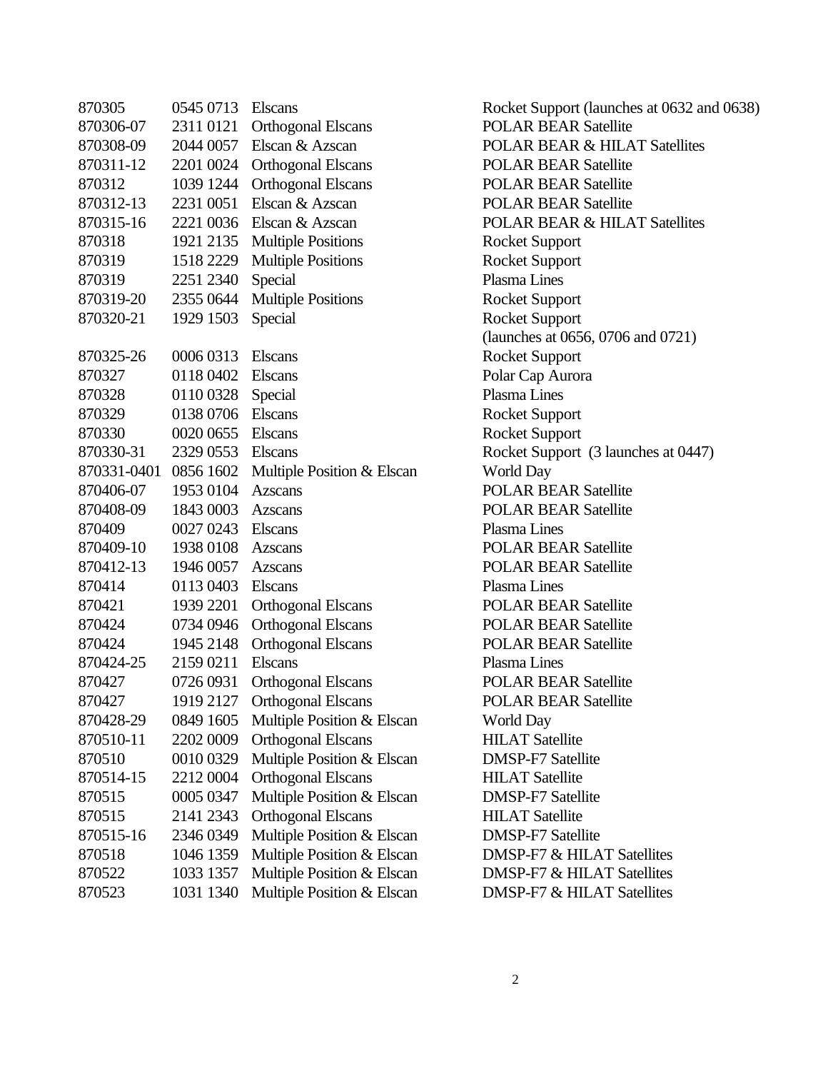| | | | |
|---|---|---|---|
| 870305 | 0545 0713 | Elscans | Rocket Support (launches at 0632 and 0638) |
| 870306-07 | 2311 0121 | Orthogonal Elscans | POLAR BEAR Satellite |
| 870308-09 | 2044 0057 | Elscan & Azscan | POLAR BEAR & HILAT Satellites |
| 870311-12 | 2201 0024 | Orthogonal Elscans | POLAR BEAR Satellite |
| 870312 | 1039 1244 | Orthogonal Elscans | POLAR BEAR Satellite |
| 870312-13 | 2231 0051 | Elscan & Azscan | POLAR BEAR Satellite |
| 870315-16 | 2221 0036 | Elscan & Azscan | POLAR BEAR & HILAT Satellites |
| 870318 | 1921 2135 | Multiple Positions | Rocket Support |
| 870319 | 1518 2229 | Multiple Positions | Rocket Support |
| 870319 | 2251 2340 | Special | Plasma Lines |
| 870319-20 | 2355 0644 | Multiple Positions | Rocket Support |
| 870320-21 | 1929 1503 | Special | Rocket Support (launches at 0656, 0706 and 0721) |
| 870325-26 | 0006 0313 | Elscans | Rocket Support |
| 870327 | 0118 0402 | Elscans | Polar Cap Aurora |
| 870328 | 0110 0328 | Special | Plasma Lines |
| 870329 | 0138 0706 | Elscans | Rocket Support |
| 870330 | 0020 0655 | Elscans | Rocket Support |
| 870330-31 | 2329 0553 | Elscans | Rocket Support (3 launches at 0447) |
| 870331-0401 | 0856 1602 | Multiple Position & Elscan | World Day |
| 870406-07 | 1953 0104 | Azscans | POLAR BEAR Satellite |
| 870408-09 | 1843 0003 | Azscans | POLAR BEAR Satellite |
| 870409 | 0027 0243 | Elscans | Plasma Lines |
| 870409-10 | 1938 0108 | Azscans | POLAR BEAR Satellite |
| 870412-13 | 1946 0057 | Azscans | POLAR BEAR Satellite |
| 870414 | 0113 0403 | Elscans | Plasma Lines |
| 870421 | 1939 2201 | Orthogonal Elscans | POLAR BEAR Satellite |
| 870424 | 0734 0946 | Orthogonal Elscans | POLAR BEAR Satellite |
| 870424 | 1945 2148 | Orthogonal Elscans | POLAR BEAR Satellite |
| 870424-25 | 2159 0211 | Elscans | Plasma Lines |
| 870427 | 0726 0931 | Orthogonal Elscans | POLAR BEAR Satellite |
| 870427 | 1919 2127 | Orthogonal Elscans | POLAR BEAR Satellite |
| 870428-29 | 0849 1605 | Multiple Position & Elscan | World Day |
| 870510-11 | 2202 0009 | Orthogonal Elscans | HILAT Satellite |
| 870510 | 0010 0329 | Multiple Position & Elscan | DMSP-F7 Satellite |
| 870514-15 | 2212 0004 | Orthogonal Elscans | HILAT Satellite |
| 870515 | 0005 0347 | Multiple Position & Elscan | DMSP-F7 Satellite |
| 870515 | 2141 2343 | Orthogonal Elscans | HILAT Satellite |
| 870515-16 | 2346 0349 | Multiple Position & Elscan | DMSP-F7 Satellite |
| 870518 | 1046 1359 | Multiple Position & Elscan | DMSP-F7 & HILAT Satellites |
| 870522 | 1033 1357 | Multiple Position & Elscan | DMSP-F7 & HILAT Satellites |
| 870523 | 1031 1340 | Multiple Position & Elscan | DMSP-F7 & HILAT Satellites |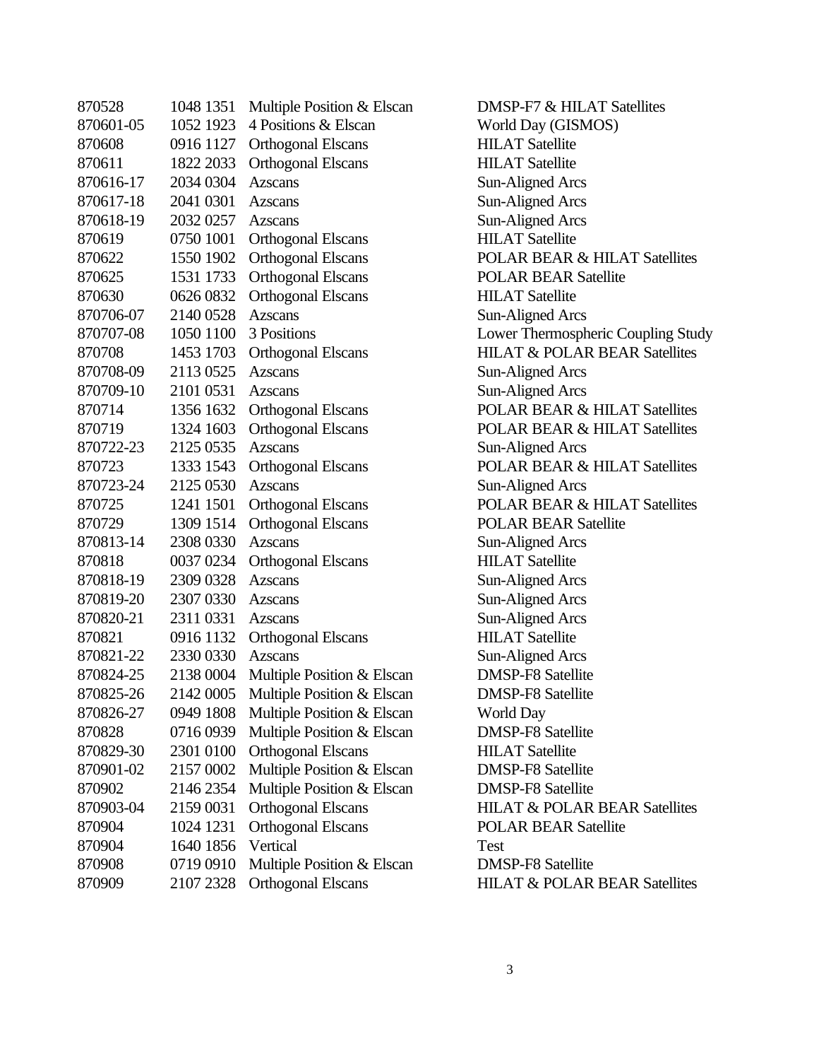| | | | |
|---|---|---|---|
| 870528 | 1048 1351 | Multiple Position & Elscan | DMSP-F7 & HILAT Satellites |
| 870601-05 | 1052 1923 | 4 Positions & Elscan | World Day (GISMOS) |
| 870608 | 0916 1127 | Orthogonal Elscans | HILAT Satellite |
| 870611 | 1822 2033 | Orthogonal Elscans | HILAT Satellite |
| 870616-17 | 2034 0304 | Azscans | Sun-Aligned Arcs |
| 870617-18 | 2041 0301 | Azscans | Sun-Aligned Arcs |
| 870618-19 | 2032 0257 | Azscans | Sun-Aligned Arcs |
| 870619 | 0750 1001 | Orthogonal Elscans | HILAT Satellite |
| 870622 | 1550 1902 | Orthogonal Elscans | POLAR BEAR & HILAT Satellites |
| 870625 | 1531 1733 | Orthogonal Elscans | POLAR BEAR Satellite |
| 870630 | 0626 0832 | Orthogonal Elscans | HILAT Satellite |
| 870706-07 | 2140 0528 | Azscans | Sun-Aligned Arcs |
| 870707-08 | 1050 1100 | 3 Positions | Lower Thermospheric Coupling Study |
| 870708 | 1453 1703 | Orthogonal Elscans | HILAT & POLAR BEAR Satellites |
| 870708-09 | 2113 0525 | Azscans | Sun-Aligned Arcs |
| 870709-10 | 2101 0531 | Azscans | Sun-Aligned Arcs |
| 870714 | 1356 1632 | Orthogonal Elscans | POLAR BEAR & HILAT Satellites |
| 870719 | 1324 1603 | Orthogonal Elscans | POLAR BEAR & HILAT Satellites |
| 870722-23 | 2125 0535 | Azscans | Sun-Aligned Arcs |
| 870723 | 1333 1543 | Orthogonal Elscans | POLAR BEAR & HILAT Satellites |
| 870723-24 | 2125 0530 | Azscans | Sun-Aligned Arcs |
| 870725 | 1241 1501 | Orthogonal Elscans | POLAR BEAR & HILAT Satellites |
| 870729 | 1309 1514 | Orthogonal Elscans | POLAR BEAR Satellite |
| 870813-14 | 2308 0330 | Azscans | Sun-Aligned Arcs |
| 870818 | 0037 0234 | Orthogonal Elscans | HILAT Satellite |
| 870818-19 | 2309 0328 | Azscans | Sun-Aligned Arcs |
| 870819-20 | 2307 0330 | Azscans | Sun-Aligned Arcs |
| 870820-21 | 2311 0331 | Azscans | Sun-Aligned Arcs |
| 870821 | 0916 1132 | Orthogonal Elscans | HILAT Satellite |
| 870821-22 | 2330 0330 | Azscans | Sun-Aligned Arcs |
| 870824-25 | 2138 0004 | Multiple Position & Elscan | DMSP-F8 Satellite |
| 870825-26 | 2142 0005 | Multiple Position & Elscan | DMSP-F8 Satellite |
| 870826-27 | 0949 1808 | Multiple Position & Elscan | World Day |
| 870828 | 0716 0939 | Multiple Position & Elscan | DMSP-F8 Satellite |
| 870829-30 | 2301 0100 | Orthogonal Elscans | HILAT Satellite |
| 870901-02 | 2157 0002 | Multiple Position & Elscan | DMSP-F8 Satellite |
| 870902 | 2146 2354 | Multiple Position & Elscan | DMSP-F8 Satellite |
| 870903-04 | 2159 0031 | Orthogonal Elscans | HILAT & POLAR BEAR Satellites |
| 870904 | 1024 1231 | Orthogonal Elscans | POLAR BEAR Satellite |
| 870904 | 1640 1856 | Vertical | Test |
| 870908 | 0719 0910 | Multiple Position & Elscan | DMSP-F8 Satellite |
| 870909 | 2107 2328 | Orthogonal Elscans | HILAT & POLAR BEAR Satellites |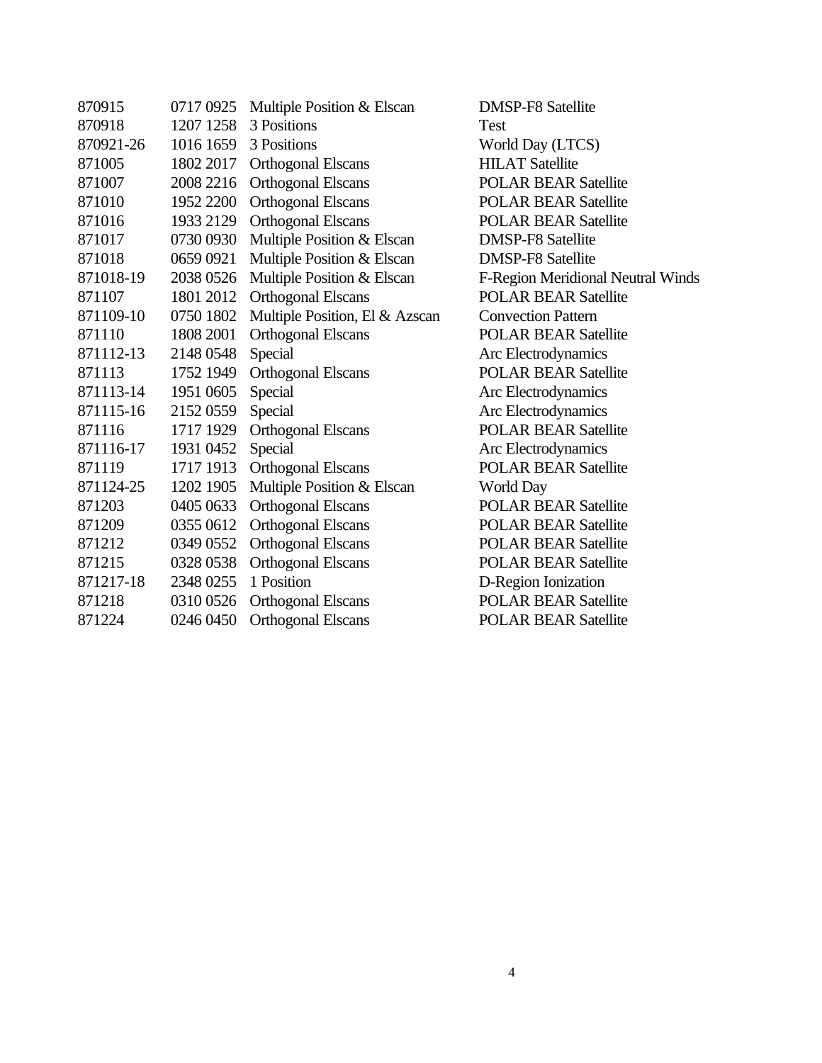| | | | | |
|---|---|---|---|---|
| 870915 | 0717 | 0925 | Multiple Position & Elscan | DMSP-F8 Satellite |
| 870918 | 1207 | 1258 | 3 Positions | Test |
| 870921-26 | 1016 | 1659 | 3 Positions | World Day (LTCS) |
| 871005 | 1802 | 2017 | Orthogonal Elscans | HILAT Satellite |
| 871007 | 2008 | 2216 | Orthogonal Elscans | POLAR BEAR Satellite |
| 871010 | 1952 | 2200 | Orthogonal Elscans | POLAR BEAR Satellite |
| 871016 | 1933 | 2129 | Orthogonal Elscans | POLAR BEAR Satellite |
| 871017 | 0730 | 0930 | Multiple Position & Elscan | DMSP-F8 Satellite |
| 871018 | 0659 | 0921 | Multiple Position & Elscan | DMSP-F8 Satellite |
| 871018-19 | 2038 | 0526 | Multiple Position & Elscan | F-Region Meridional Neutral Winds |
| 871107 | 1801 | 2012 | Orthogonal Elscans | POLAR BEAR Satellite |
| 871109-10 | 0750 | 1802 | Multiple Position, El & Azscan | Convection Pattern |
| 871110 | 1808 | 2001 | Orthogonal Elscans | POLAR BEAR Satellite |
| 871112-13 | 2148 | 0548 | Special | Arc Electrodynamics |
| 871113 | 1752 | 1949 | Orthogonal Elscans | POLAR BEAR Satellite |
| 871113-14 | 1951 | 0605 | Special | Arc Electrodynamics |
| 871115-16 | 2152 | 0559 | Special | Arc Electrodynamics |
| 871116 | 1717 | 1929 | Orthogonal Elscans | POLAR BEAR Satellite |
| 871116-17 | 1931 | 0452 | Special | Arc Electrodynamics |
| 871119 | 1717 | 1913 | Orthogonal Elscans | POLAR BEAR Satellite |
| 871124-25 | 1202 | 1905 | Multiple Position & Elscan | World Day |
| 871203 | 0405 | 0633 | Orthogonal Elscans | POLAR BEAR Satellite |
| 871209 | 0355 | 0612 | Orthogonal Elscans | POLAR BEAR Satellite |
| 871212 | 0349 | 0552 | Orthogonal Elscans | POLAR BEAR Satellite |
| 871215 | 0328 | 0538 | Orthogonal Elscans | POLAR BEAR Satellite |
| 871217-18 | 2348 | 0255 | 1 Position | D-Region Ionization |
| 871218 | 0310 | 0526 | Orthogonal Elscans | POLAR BEAR Satellite |
| 871224 | 0246 | 0450 | Orthogonal Elscans | POLAR BEAR Satellite |